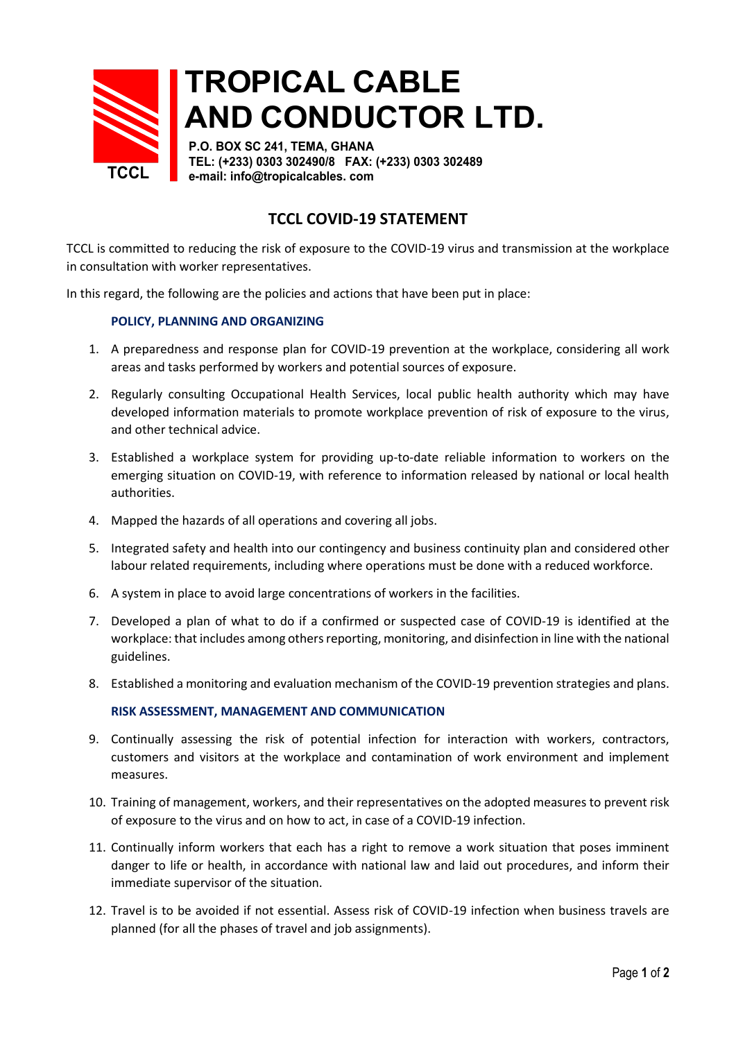# TROPICAL CABLE AND CONDUCTOR LTD.

TCCL

**P.O. BOX SC 241, TEMA, GHANA**
**TEL: (+233) 0303 302490/8 FAX: (+233) 0303 302489**
**e-mail: info@tropicalcables. com**

## TCCL COVID-19 STATEMENT

TCCL is committed to reducing the risk of exposure to the COVID-19 virus and transmission at the workplace in consultation with worker representatives.

In this regard, the following are the policies and actions that have been put in place:

### POLICY, PLANNING AND ORGANIZING

1. A preparedness and response plan for COVID-19 prevention at the workplace, considering all work areas and tasks performed by workers and potential sources of exposure.
2. Regularly consulting Occupational Health Services, local public health authority which may have developed information materials to promote workplace prevention of risk of exposure to the virus, and other technical advice.
3. Established a workplace system for providing up-to-date reliable information to workers on the emerging situation on COVID-19, with reference to information released by national or local health authorities.
4. Mapped the hazards of all operations and covering all jobs.
5. Integrated safety and health into our contingency and business continuity plan and considered other labour related requirements, including where operations must be done with a reduced workforce.
6. A system in place to avoid large concentrations of workers in the facilities.
7. Developed a plan of what to do if a confirmed or suspected case of COVID-19 is identified at the workplace: that includes among others reporting, monitoring, and disinfection in line with the national guidelines.
8. Established a monitoring and evaluation mechanism of the COVID-19 prevention strategies and plans.

### RISK ASSESSMENT, MANAGEMENT AND COMMUNICATION

9. Continually assessing the risk of potential infection for interaction with workers, contractors, customers and visitors at the workplace and contamination of work environment and implement measures.
10. Training of management, workers, and their representatives on the adopted measures to prevent risk of exposure to the virus and on how to act, in case of a COVID-19 infection.
11. Continually inform workers that each has a right to remove a work situation that poses imminent danger to life or health, in accordance with national law and laid out procedures, and inform their immediate supervisor of the situation.
12. Travel is to be avoided if not essential. Assess risk of COVID-19 infection when business travels are planned (for all the phases of travel and job assignments).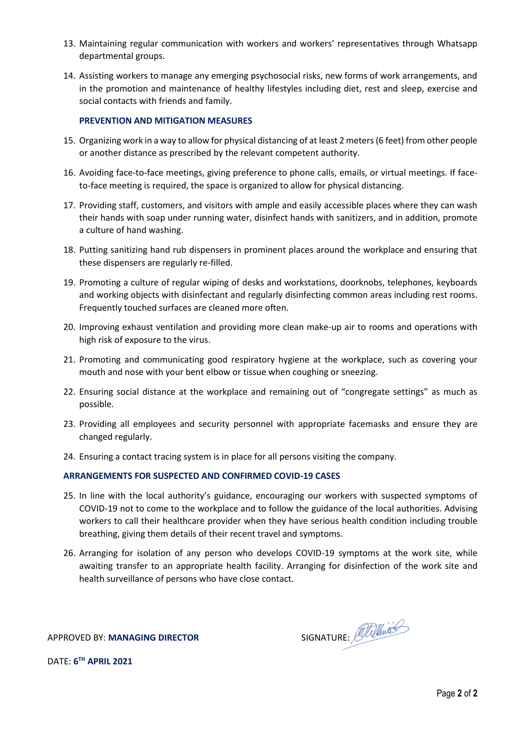13. Maintaining regular communication with workers and workers' representatives through Whatsapp departmental groups.

14. Assisting workers to manage any emerging psychosocial risks, new forms of work arrangements, and in the promotion and maintenance of healthy lifestyles including diet, rest and sleep, exercise and social contacts with friends and family.

**PREVENTION AND MITIGATION MEASURES**

15. Organizing work in a way to allow for physical distancing of at least 2 meters (6 feet) from other people or another distance as prescribed by the relevant competent authority.

16. Avoiding face-to-face meetings, giving preference to phone calls, emails, or virtual meetings. If face-to-face meeting is required, the space is organized to allow for physical distancing.

17. Providing staff, customers, and visitors with ample and easily accessible places where they can wash their hands with soap under running water, disinfect hands with sanitizers, and in addition, promote a culture of hand washing.

18. Putting sanitizing hand rub dispensers in prominent places around the workplace and ensuring that these dispensers are regularly re-filled.

19. Promoting a culture of regular wiping of desks and workstations, doorknobs, telephones, keyboards and working objects with disinfectant and regularly disinfecting common areas including rest rooms. Frequently touched surfaces are cleaned more often.

20. Improving exhaust ventilation and providing more clean make-up air to rooms and operations with high risk of exposure to the virus.

21. Promoting and communicating good respiratory hygiene at the workplace, such as covering your mouth and nose with your bent elbow or tissue when coughing or sneezing.

22. Ensuring social distance at the workplace and remaining out of "congregate settings" as much as possible.

23. Providing all employees and security personnel with appropriate facemasks and ensure they are changed regularly.

24. Ensuring a contact tracing system is in place for all persons visiting the company.

**ARRANGEMENTS FOR SUSPECTED AND CONFIRMED COVID-19 CASES**

25. In line with the local authority's guidance, encouraging our workers with suspected symptoms of COVID-19 not to come to the workplace and to follow the guidance of the local authorities. Advising workers to call their healthcare provider when they have serious health condition including trouble breathing, giving them details of their recent travel and symptoms.

26. Arranging for isolation of any person who develops COVID-19 symptoms at the work site, while awaiting transfer to an appropriate health facility. Arranging for disinfection of the work site and health surveillance of persons who have close contact.

APPROVED BY: **MANAGING DIRECTOR** SIGNATURE:

DATE: **6TH APRIL 2021**